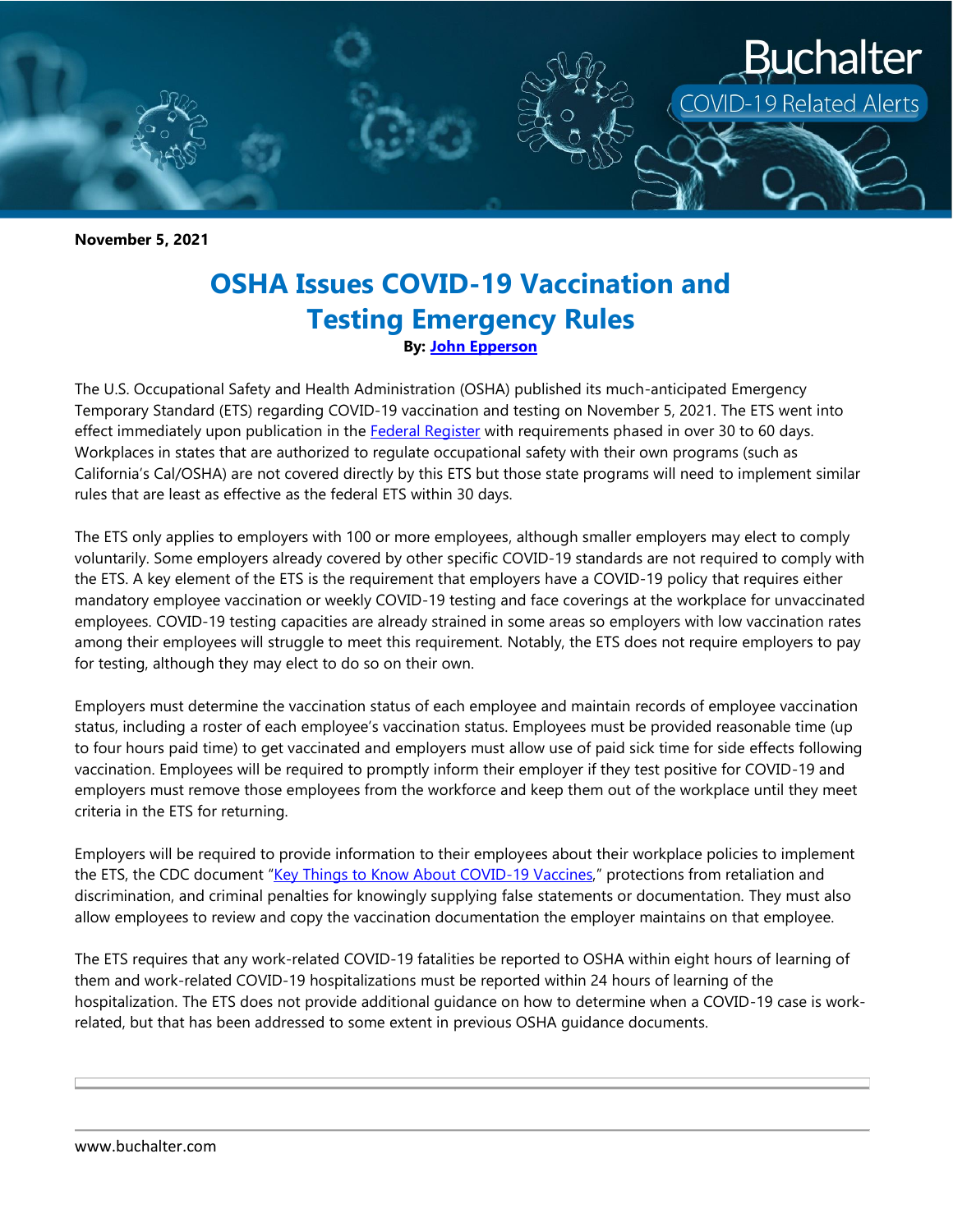November 5, 2021

# OSHA Issues COVID-19 Vaccination and Testing Emergency Rules

**By: [John Epperson]**

The U.S. Occupational Safety and Health Administration (OSHA) published its much-anticipated Emergency Temporary Standard (ETS) regarding COVID-19 vaccination and testing on November 5, 2021. The ETS went into effect immediately upon publication in the Federal Register with requirements phased in over 30 to 60 days. Workplaces in states that are authorized to regulate occupational safety with their own programs (such as California's Cal/OSHA) are not covered directly by this ETS but those state programs will need to implement similar rules that are least as effective as the federal ETS within 30 days.

The ETS only applies to employers with 100 or more employees, although smaller employers may elect to comply voluntarily. Some employers already covered by other specific COVID-19 standards are not required to comply with the ETS. A key element of the ETS is the requirement that employers have a COVID-19 policy that requires either mandatory employee vaccination or weekly COVID-19 testing and face coverings at the workplace for unvaccinated employees. COVID-19 testing capacities are already strained in some areas so employers with low vaccination rates among their employees will struggle to meet this requirement. Notably, the ETS does not require employers to pay for testing, although they may elect to do so on their own.

Employers must determine the vaccination status of each employee and maintain records of employee vaccination status, including a roster of each employee's vaccination status. Employees must be provided reasonable time (up to four hours paid time) to get vaccinated and employers must allow use of paid sick time for side effects following vaccination. Employees will be required to promptly inform their employer if they test positive for COVID-19 and employers must remove those employees from the workforce and keep them out of the workplace until they meet criteria in the ETS for returning.

Employers will be required to provide information to their employees about their workplace policies to implement the ETS, the CDC document "Key Things to Know About COVID-19 Vaccines," protections from retaliation and discrimination, and criminal penalties for knowingly supplying false statements or documentation. They must also allow employees to review and copy the vaccination documentation the employer maintains on that employee.

The ETS requires that any work-related COVID-19 fatalities be reported to OSHA within eight hours of learning of them and work-related COVID-19 hospitalizations must be reported within 24 hours of learning of the hospitalization. The ETS does not provide additional guidance on how to determine when a COVID-19 case is work-related, but that has been addressed to some extent in previous OSHA guidance documents.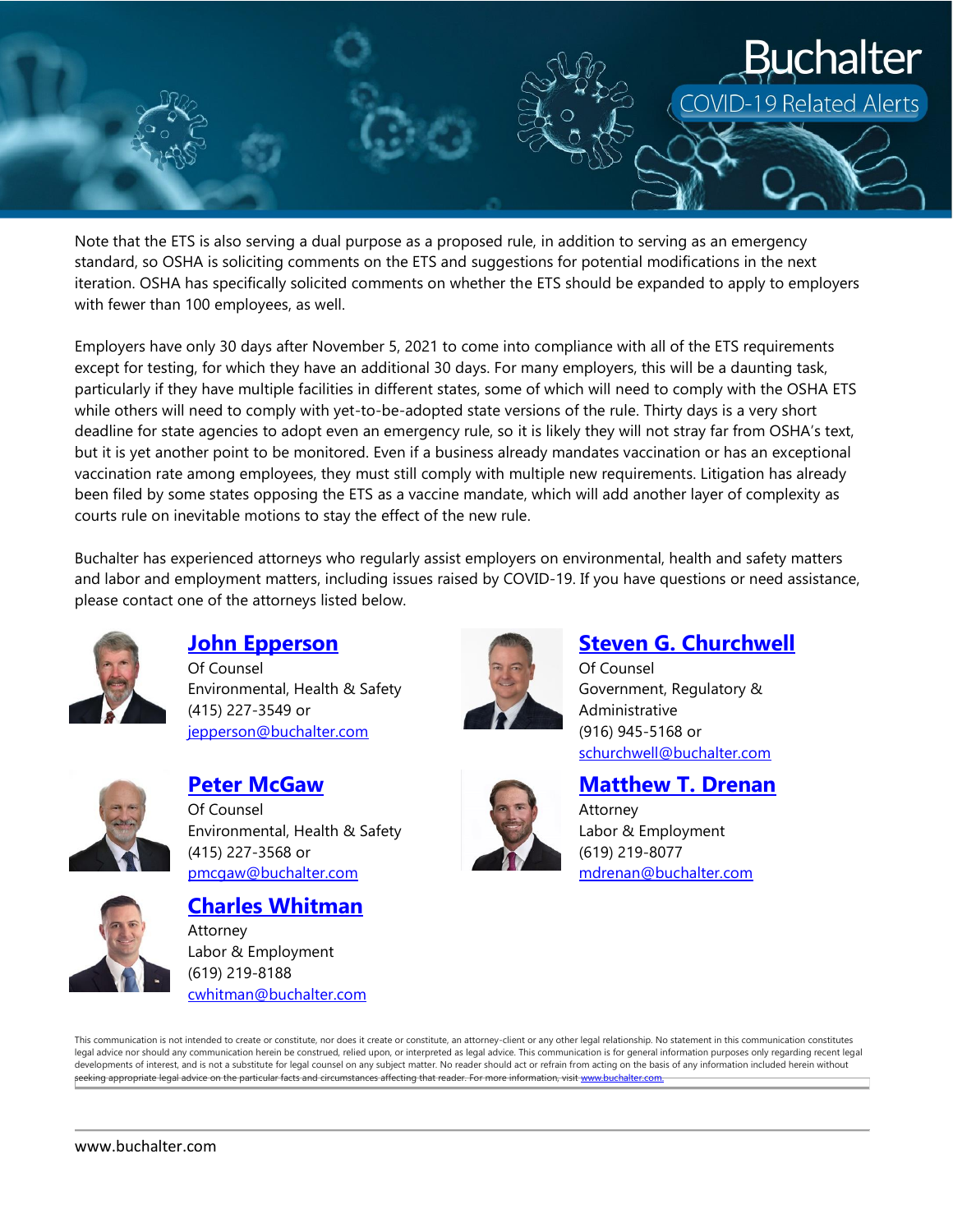Note that the ETS is also serving a dual purpose as a proposed rule, in addition to serving as an emergency standard, so OSHA is soliciting comments on the ETS and suggestions for potential modifications in the next iteration. OSHA has specifically solicited comments on whether the ETS should be expanded to apply to employers with fewer than 100 employees, as well.

Employers have only 30 days after November 5, 2021 to come into compliance with all of the ETS requirements except for testing, for which they have an additional 30 days. For many employers, this will be a daunting task, particularly if they have multiple facilities in different states, some of which will need to comply with the OSHA ETS while others will need to comply with yet-to-be-adopted state versions of the rule. Thirty days is a very short deadline for state agencies to adopt even an emergency rule, so it is likely they will not stray far from OSHA's text, but it is yet another point to be monitored. Even if a business already mandates vaccination or has an exceptional vaccination rate among employees, they must still comply with multiple new requirements. Litigation has already been filed by some states opposing the ETS as a vaccine mandate, which will add another layer of complexity as courts rule on inevitable motions to stay the effect of the new rule.

Buchalter has experienced attorneys who regularly assist employers on environmental, health and safety matters and labor and employment matters, including issues raised by COVID-19. If you have questions or need assistance, please contact one of the attorneys listed below.

**John Epperson**
Of Counsel
Environmental, Health & Safety
(415) 227-3549 or
jepperson@buchalter.com

**Peter McGaw**
Of Counsel
Environmental, Health & Safety
(415) 227-3568 or
pmcgaw@buchalter.com

**Charles Whitman**
Attorney
Labor & Employment
(619) 219-8188
cwhitman@buchalter.com

**Steven G. Churchwell**
Of Counsel
Government, Regulatory & Administrative
(916) 945-5168 or
schurchwell@buchalter.com

**Matthew T. Drenan**
Attorney
Labor & Employment
(619) 219-8077
mdrenan@buchalter.com

This communication is not intended to create or constitute, nor does it create or constitute, an attorney-client or any other legal relationship. No statement in this communication constitutes legal advice nor should any communication herein be construed, relied upon, or interpreted as legal advice. This communication is for general information purposes only regarding recent legal developments of interest, and is not a substitute for legal counsel on any subject matter. No reader should act or refrain from acting on the basis of any information included herein without seeking appropriate legal advice on the particular facts and circumstances affecting that reader. For more information, visit www.buchalter.com.